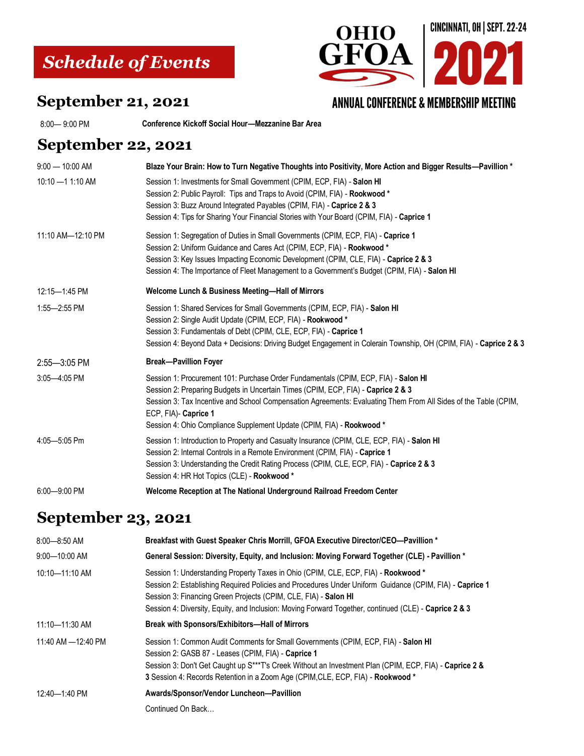# Schedule of Events

OHIO GFOA | CINCINNATI, OH | SEPT. 22-24

**2021**

**ANNUAL CONFERENCE & MEMBERSHIP MEETING**

## September 21, 2021

| | |
|---|---|
| 8:00— 9:00 PM | **Conference Kickoff Social Hour—Mezzanine Bar Area** |

## September 22, 2021

| | |
|---|---|
| 9:00 — 10:00 AM | **Blaze Your Brain: How to Turn Negative Thoughts into Positivity, More Action and Bigger Results—Pavillion \*** |
| 10:10 —1 1:10 AM | Session 1: Investments for Small Government (CPIM, ECP, FIA) - **Salon HI**<br>Session 2: Public Payroll: Tips and Traps to Avoid (CPIM, FIA) - **Rookwood \***<br>Session 3: Buzz Around Integrated Payables (CPIM, FIA) - **Caprice 2 & 3**<br>Session 4: Tips for Sharing Your Financial Stories with Your Board (CPIM, FIA) - **Caprice 1** |
| 11:10 AM—12:10 PM | Session 1: Segregation of Duties in Small Governments (CPIM, ECP, FIA) - **Caprice 1**<br>Session 2: Uniform Guidance and Cares Act (CPIM, ECP, FIA) - **Rookwood \***<br>Session 3: Key Issues Impacting Economic Development (CPIM, CLE, FIA) - **Caprice 2 & 3**<br>Session 4: The Importance of Fleet Management to a Government's Budget (CPIM, FIA) - **Salon HI** |
| 12:15—1:45 PM | **Welcome Lunch & Business Meeting—Hall of Mirrors** |
| 1:55—2:55 PM | Session 1: Shared Services for Small Governments (CPIM, ECP, FIA) - **Salon HI**<br>Session 2: Single Audit Update (CPIM, ECP, FIA) - **Rookwood \***<br>Session 3: Fundamentals of Debt (CPIM, CLE, ECP, FIA) - **Caprice 1**<br>Session 4: Beyond Data + Decisions: Driving Budget Engagement in Colerain Township, OH (CPIM, FIA) - **Caprice 2 & 3** |
| 2:55—3:05 PM | **Break—Pavillion Foyer** |
| 3:05—4:05 PM | Session 1: Procurement 101: Purchase Order Fundamentals (CPIM, ECP, FIA) - **Salon HI**<br>Session 2: Preparing Budgets in Uncertain Times (CPIM, ECP, FIA) - **Caprice 2 & 3**<br>Session 3: Tax Incentive and School Compensation Agreements: Evaluating Them From All Sides of the Table (CPIM, ECP, FIA)- **Caprice 1**<br>Session 4: Ohio Compliance Supplement Update (CPIM, FIA) - **Rookwood \*** |
| 4:05—5:05 Pm | Session 1: Introduction to Property and Casualty Insurance (CPIM, CLE, ECP, FIA) - **Salon HI**<br>Session 2: Internal Controls in a Remote Environment (CPIM, FIA) - **Caprice 1**<br>Session 3: Understanding the Credit Rating Process (CPIM, CLE, ECP, FIA) - **Caprice 2 & 3**<br>Session 4: HR Hot Topics (CLE) - **Rookwood \*** |
| 6:00—9:00 PM | **Welcome Reception at The National Underground Railroad Freedom Center** |

## September 23, 2021

| | |
|---|---|
| 8:00—8:50 AM | **Breakfast with Guest Speaker Chris Morrill, GFOA Executive Director/CEO—Pavillion \*** |
| 9:00—10:00 AM | **General Session: Diversity, Equity, and Inclusion: Moving Forward Together (CLE) - Pavillion \*** |
| 10:10—11:10 AM | Session 1: Understanding Property Taxes in Ohio (CPIM, CLE, ECP, FIA) - **Rookwood \***<br>Session 2: Establishing Required Policies and Procedures Under Uniform Guidance (CPIM, FIA) - **Caprice 1**<br>Session 3: Financing Green Projects (CPIM, CLE, FIA) - **Salon HI**<br>Session 4: Diversity, Equity, and Inclusion: Moving Forward Together, continued (CLE) - **Caprice 2 & 3** |
| 11:10—11:30 AM | **Break with Sponsors/Exhibitors—Hall of Mirrors** |
| 11:40 AM —12:40 PM | Session 1: Common Audit Comments for Small Governments (CPIM, ECP, FIA) - **Salon HI**<br>Session 2: GASB 87 - Leases (CPIM, FIA) - **Caprice 1**<br>Session 3: Don't Get Caught up S***T's Creek Without an Investment Plan (CPIM, ECP, FIA) - **Caprice 2 & 3** Session 4: Records Retention in a Zoom Age (CPIM,CLE, ECP, FIA) - **Rookwood \*** |
| 12:40—1:40 PM | **Awards/Sponsor/Vendor Luncheon—Pavillion** |

Continued On Back…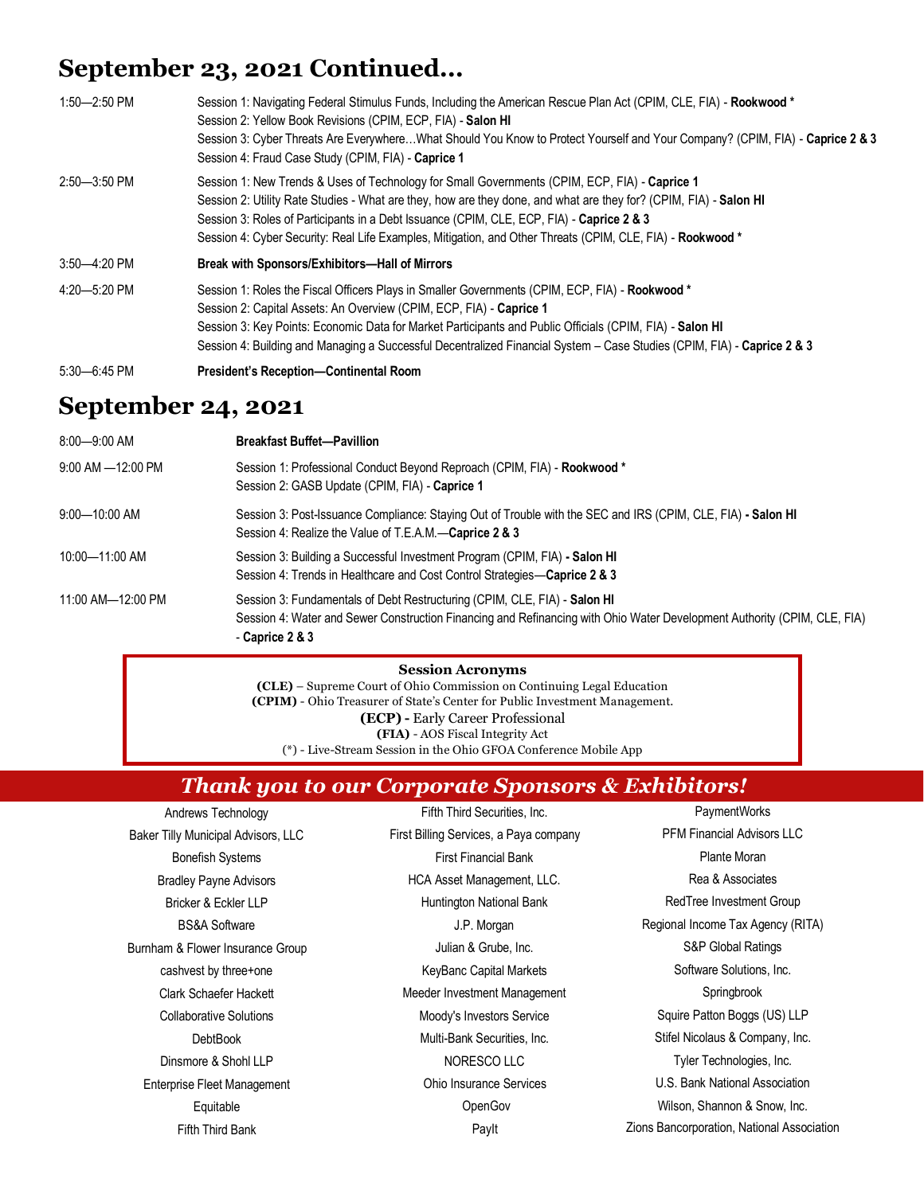## September 23, 2021 Continued…

| | |
|---|---|
| 1:50—2:50 PM | Session 1: Navigating Federal Stimulus Funds, Including the American Rescue Plan Act (CPIM, CLE, FIA) - **Rookwood** *<br>Session 2: Yellow Book Revisions (CPIM, ECP, FIA) - **Salon HI**<br>Session 3: Cyber Threats Are Everywhere…What Should You Know to Protect Yourself and Your Company? (CPIM, FIA) - **Caprice 2 & 3**<br>Session 4: Fraud Case Study (CPIM, FIA) - **Caprice 1** |
| 2:50—3:50 PM | Session 1: New Trends & Uses of Technology for Small Governments (CPIM, ECP, FIA) - **Caprice 1**<br>Session 2: Utility Rate Studies - What are they, how are they done, and what are they for? (CPIM, FIA) - **Salon HI**<br>Session 3: Roles of Participants in a Debt Issuance (CPIM, CLE, ECP, FIA) - **Caprice 2 & 3**<br>Session 4: Cyber Security: Real Life Examples, Mitigation, and Other Threats (CPIM, CLE, FIA) - **Rookwood** * |
| 3:50—4:20 PM | **Break with Sponsors/Exhibitors—Hall of Mirrors** |
| 4:20—5:20 PM | Session 1: Roles the Fiscal Officers Plays in Smaller Governments (CPIM, ECP, FIA) - **Rookwood** *<br>Session 2: Capital Assets: An Overview (CPIM, ECP, FIA) - **Caprice 1**<br>Session 3: Key Points: Economic Data for Market Participants and Public Officials (CPIM, FIA) - **Salon HI**<br>Session 4: Building and Managing a Successful Decentralized Financial System – Case Studies (CPIM, FIA) - **Caprice 2 & 3** |
| 5:30—6:45 PM | **President's Reception—Continental Room** |

## September 24, 2021

| | |
|---|---|
| 8:00—9:00 AM | **Breakfast Buffet—Pavillion** |
| 9:00 AM —12:00 PM | Session 1: Professional Conduct Beyond Reproach (CPIM, FIA) - **Rookwood** *<br>Session 2: GASB Update (CPIM, FIA) - **Caprice 1** |
| 9:00—10:00 AM | Session 3: Post-Issuance Compliance: Staying Out of Trouble with the SEC and IRS (CPIM, CLE, FIA) **- Salon HI**<br>Session 4: Realize the Value of T.E.A.M.—**Caprice 2 & 3** |
| 10:00—11:00 AM | Session 3: Building a Successful Investment Program (CPIM, FIA) **- Salon HI**<br>Session 4: Trends in Healthcare and Cost Control Strategies—**Caprice 2 & 3** |
| 11:00 AM—12:00 PM | Session 3: Fundamentals of Debt Restructuring (CPIM, CLE, FIA) - **Salon HI**<br>Session 4: Water and Sewer Construction Financing and Refinancing with Ohio Water Development Authority (CPIM, CLE, FIA) - **Caprice 2 & 3** |

**Session Acronyms**

**(CLE)** – Supreme Court of Ohio Commission on Continuing Legal Education
**(CPIM)** - Ohio Treasurer of State's Center for Public Investment Management.
**(ECP) -** Early Career Professional
**(FIA)** - AOS Fiscal Integrity Act
(*) - Live-Stream Session in the Ohio GFOA Conference Mobile App

## *Thank you to our Corporate Sponsors & Exhibitors!*

Andrews Technology
Baker Tilly Municipal Advisors, LLC
Bonefish Systems
Bradley Payne Advisors
Bricker & Eckler LLP
BS&A Software
Burnham & Flower Insurance Group
cashvest by three+one
Clark Schaefer Hackett
Collaborative Solutions
DebtBook
Dinsmore & Shohl LLP
Enterprise Fleet Management
Equitable
Fifth Third Bank
Fifth Third Securities, Inc.
First Billing Services, a Paya company
First Financial Bank
HCA Asset Management, LLC.
Huntington National Bank
J.P. Morgan
Julian & Grube, Inc.
KeyBanc Capital Markets
Meeder Investment Management
Moody's Investors Service
Multi-Bank Securities, Inc.
NORESCO LLC
Ohio Insurance Services
OpenGov
PayIt
PaymentWorks
PFM Financial Advisors LLC
Plante Moran
Rea & Associates
RedTree Investment Group
Regional Income Tax Agency (RITA)
S&P Global Ratings
Software Solutions, Inc.
Springbrook
Squire Patton Boggs (US) LLP
Stifel Nicolaus & Company, Inc.
Tyler Technologies, Inc.
U.S. Bank National Association
Wilson, Shannon & Snow, Inc.
Zions Bancorporation, National Association